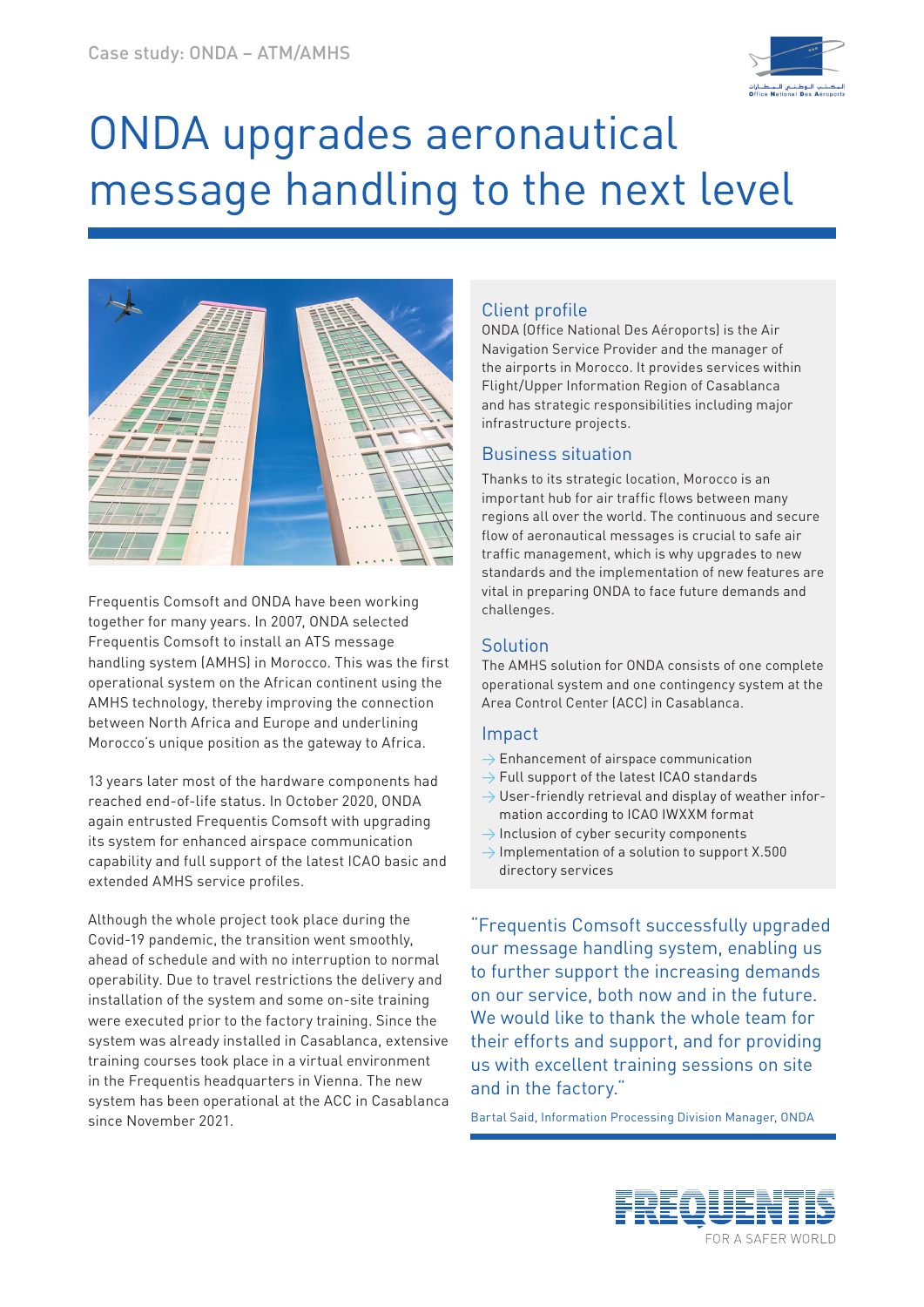Case study: ONDA – ATM/AMHS

# ONDA upgrades aeronautical message handling to the next level

Frequentis Comsoft and ONDA have been working together for many years. In 2007, ONDA selected Frequentis Comsoft to install an ATS message handling system (AMHS) in Morocco. This was the first operational system on the African continent using the AMHS technology, thereby improving the connection between North Africa and Europe and underlining Morocco's unique position as the gateway to Africa.

13 years later most of the hardware components had reached end-of-life status. In October 2020, ONDA again entrusted Frequentis Comsoft with upgrading its system for enhanced airspace communication capability and full support of the latest ICAO basic and extended AMHS service profiles.

Although the whole project took place during the Covid-19 pandemic, the transition went smoothly, ahead of schedule and with no interruption to normal operability. Due to travel restrictions the delivery and installation of the system and some on-site training were executed prior to the factory training. Since the system was already installed in Casablanca, extensive training courses took place in a virtual environment in the Frequentis headquarters in Vienna. The new system has been operational at the ACC in Casablanca since November 2021.

## Client profile

ONDA (Office National Des Aéroports) is the Air Navigation Service Provider and the manager of the airports in Morocco. It provides services within Flight/Upper Information Region of Casablanca and has strategic responsibilities including major infrastructure projects.

## Business situation

Thanks to its strategic location, Morocco is an important hub for air traffic flows between many regions all over the world. The continuous and secure flow of aeronautical messages is crucial to safe air traffic management, which is why upgrades to new standards and the implementation of new features are vital in preparing ONDA to face future demands and challenges.

## Solution

The AMHS solution for ONDA consists of one complete operational system and one contingency system at the Area Control Center (ACC) in Casablanca.

## Impact

- Enhancement of airspace communication
- Full support of the latest ICAO standards
- User-friendly retrieval and display of weather information according to ICAO IWXXM format
- Inclusion of cyber security components
- Implementation of a solution to support X.500 directory services

"Frequentis Comsoft successfully upgraded our message handling system, enabling us to further support the increasing demands on our service, both now and in the future. We would like to thank the whole team for their efforts and support, and for providing us with excellent training sessions on site and in the factory."

Bartal Said, Information Processing Division Manager, ONDA

FREQUENTIS
FOR A SAFER WORLD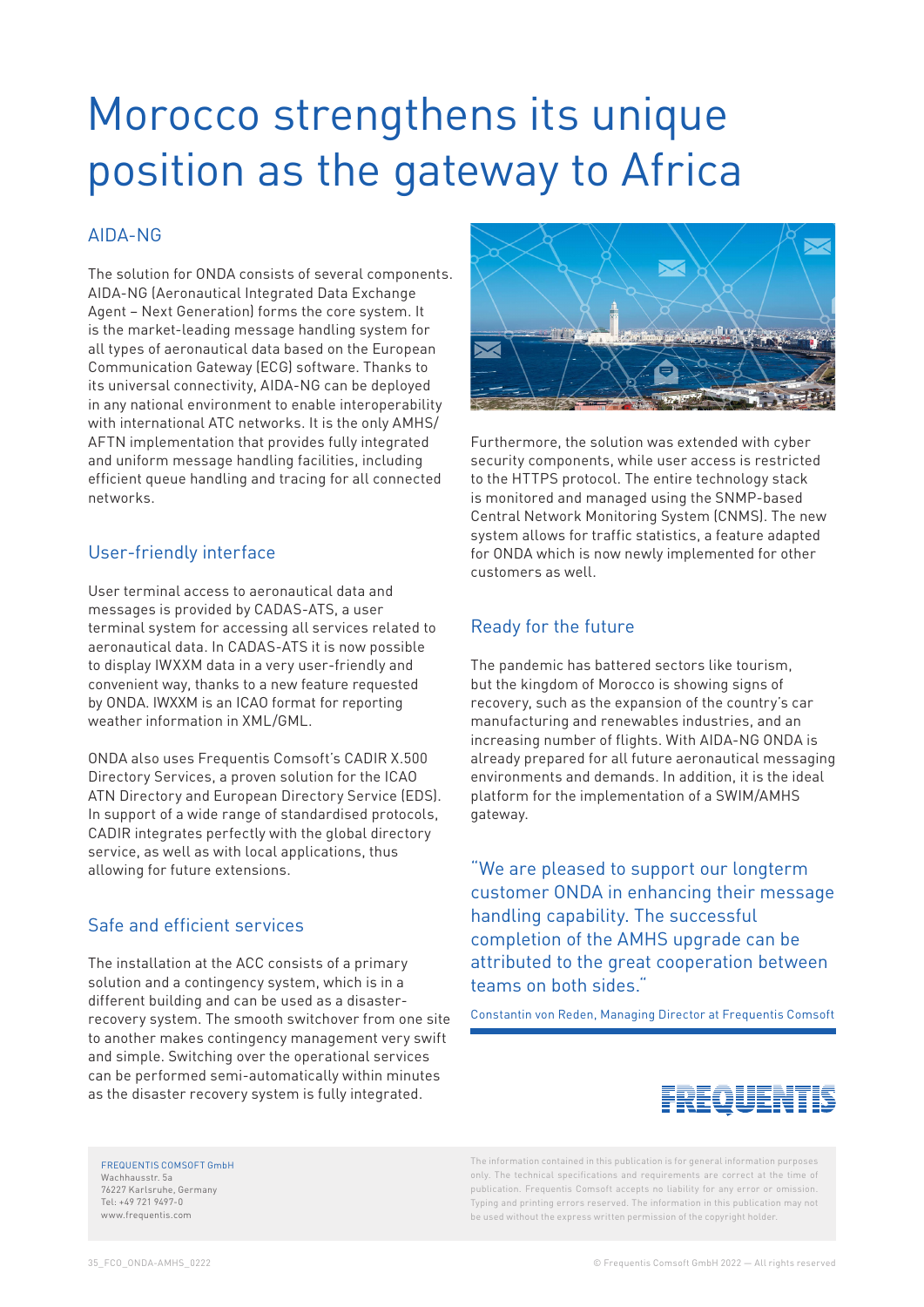# Morocco strengthens its unique position as the gateway to Africa

## AIDA-NG

The solution for ONDA consists of several components. AIDA-NG (Aeronautical Integrated Data Exchange Agent – Next Generation) forms the core system. It is the market-leading message handling system for all types of aeronautical data based on the European Communication Gateway (ECG) software. Thanks to its universal connectivity, AIDA-NG can be deployed in any national environment to enable interoperability with international ATC networks. It is the only AMHS/AFTN implementation that provides fully integrated and uniform message handling facilities, including efficient queue handling and tracing for all connected networks.

## User-friendly interface

User terminal access to aeronautical data and messages is provided by CADAS-ATS, a user terminal system for accessing all services related to aeronautical data. In CADAS-ATS it is now possible to display IWXXM data in a very user-friendly and convenient way, thanks to a new feature requested by ONDA. IWXXM is an ICAO format for reporting weather information in XML/GML.

ONDA also uses Frequentis Comsoft's CADIR X.500 Directory Services, a proven solution for the ICAO ATN Directory and European Directory Service (EDS). In support of a wide range of standardised protocols, CADIR integrates perfectly with the global directory service, as well as with local applications, thus allowing for future extensions.

## Safe and efficient services

The installation at the ACC consists of a primary solution and a contingency system, which is in a different building and can be used as a disaster-recovery system. The smooth switchover from one site to another makes contingency management very swift and simple. Switching over the operational services can be performed semi-automatically within minutes as the disaster recovery system is fully integrated.

Furthermore, the solution was extended with cyber security components, while user access is restricted to the HTTPS protocol. The entire technology stack is monitored and managed using the SNMP-based Central Network Monitoring System (CNMS). The new system allows for traffic statistics, a feature adapted for ONDA which is now newly implemented for other customers as well.

## Ready for the future

The pandemic has battered sectors like tourism, but the kingdom of Morocco is showing signs of recovery, such as the expansion of the country's car manufacturing and renewables industries, and an increasing number of flights. With AIDA-NG ONDA is already prepared for all future aeronautical messaging environments and demands. In addition, it is the ideal platform for the implementation of a SWIM/AMHS gateway.

> "We are pleased to support our longterm customer ONDA in enhancing their message handling capability. The successful completion of the AMHS upgrade can be attributed to the great cooperation between teams on both sides."

Constantin von Reden, Managing Director at Frequentis Comsoft

FREQUENTIS

FREQUENTIS COMSOFT GmbH
Wachhausstr. 5a
76227 Karlsruhe, Germany
Tel: +49 721 9497-0
www.frequentis.com

The information contained in this publication is for general information purposes only. The technical specifications and requirements are correct at the time of publication. Frequentis Comsoft accepts no liability for any error or omission. Typing and printing errors reserved. The information in this publication may not be used without the express written permission of the copyright holder.

35_FCO_ONDA-AMHS_0222

© Frequentis Comsoft GmbH 2022 — All rights reserved